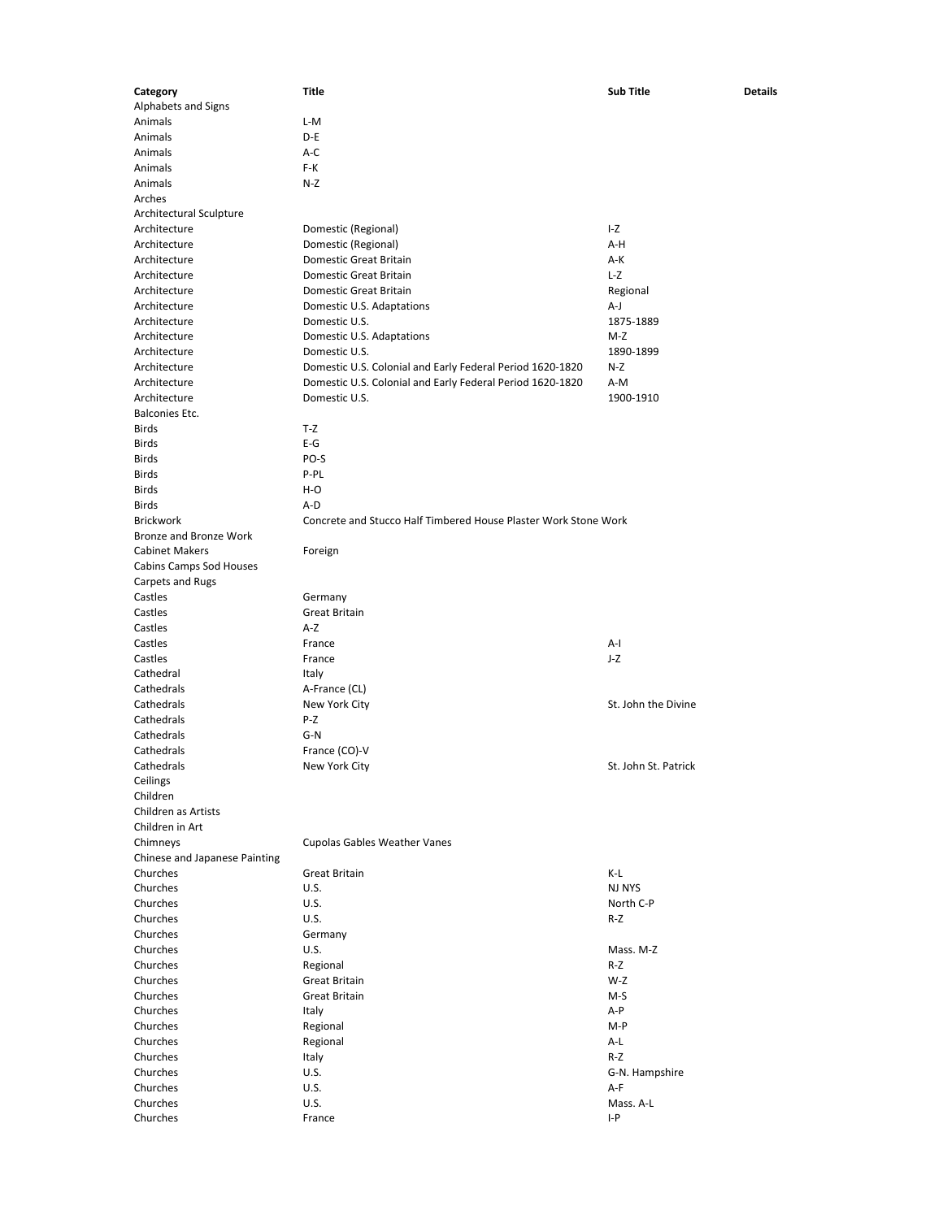| Category | Title | Sub Title | Details |
|---|---|---|---|
| Alphabets and Signs | | | |
| Animals | L-M | | |
| Animals | D-E | | |
| Animals | A-C | | |
| Animals | F-K | | |
| Animals | N-Z | | |
| Arches | | | |
| Architectural Sculpture | | | |
| Architecture | Domestic (Regional) | I-Z | |
| Architecture | Domestic (Regional) | A-H | |
| Architecture | Domestic Great Britain | A-K | |
| Architecture | Domestic Great Britain | L-Z | |
| Architecture | Domestic Great Britain | Regional | |
| Architecture | Domestic U.S. Adaptations | A-J | |
| Architecture | Domestic U.S. | 1875-1889 | |
| Architecture | Domestic U.S. Adaptations | M-Z | |
| Architecture | Domestic U.S. | 1890-1899 | |
| Architecture | Domestic U.S. Colonial and Early Federal Period 1620-1820 | N-Z | |
| Architecture | Domestic U.S. Colonial and Early Federal Period 1620-1820 | A-M | |
| Architecture | Domestic U.S. | 1900-1910 | |
| Balconies Etc. | | | |
| Birds | T-Z | | |
| Birds | E-G | | |
| Birds | PO-S | | |
| Birds | P-PL | | |
| Birds | H-O | | |
| Birds | A-D | | |
| Brickwork | Concrete and Stucco Half Timbered House Plaster Work Stone Work | | |
| Bronze and Bronze Work | | | |
| Cabinet Makers | Foreign | | |
| Cabins Camps Sod Houses | | | |
| Carpets and Rugs | | | |
| Castles | Germany | | |
| Castles | Great Britain | | |
| Castles | A-Z | | |
| Castles | France | A-I | |
| Castles | France | J-Z | |
| Cathedral | Italy | | |
| Cathedrals | A-France (CL) | | |
| Cathedrals | New York City | St. John the Divine | |
| Cathedrals | P-Z | | |
| Cathedrals | G-N | | |
| Cathedrals | France (CO)-V | | |
| Cathedrals | New York City | St. John St. Patrick | |
| Ceilings | | | |
| Children | | | |
| Children as Artists | | | |
| Children in Art | | | |
| Chimneys | Cupolas Gables Weather Vanes | | |
| Chinese and Japanese Painting | | | |
| Churches | Great Britain | K-L | |
| Churches | U.S. | NJ NYS | |
| Churches | U.S. | North C-P | |
| Churches | U.S. | R-Z | |
| Churches | Germany | | |
| Churches | U.S. | Mass. M-Z | |
| Churches | Regional | R-Z | |
| Churches | Great Britain | W-Z | |
| Churches | Great Britain | M-S | |
| Churches | Italy | A-P | |
| Churches | Regional | M-P | |
| Churches | Regional | A-L | |
| Churches | Italy | R-Z | |
| Churches | U.S. | G-N. Hampshire | |
| Churches | U.S. | A-F | |
| Churches | U.S. | Mass. A-L | |
| Churches | France | I-P | |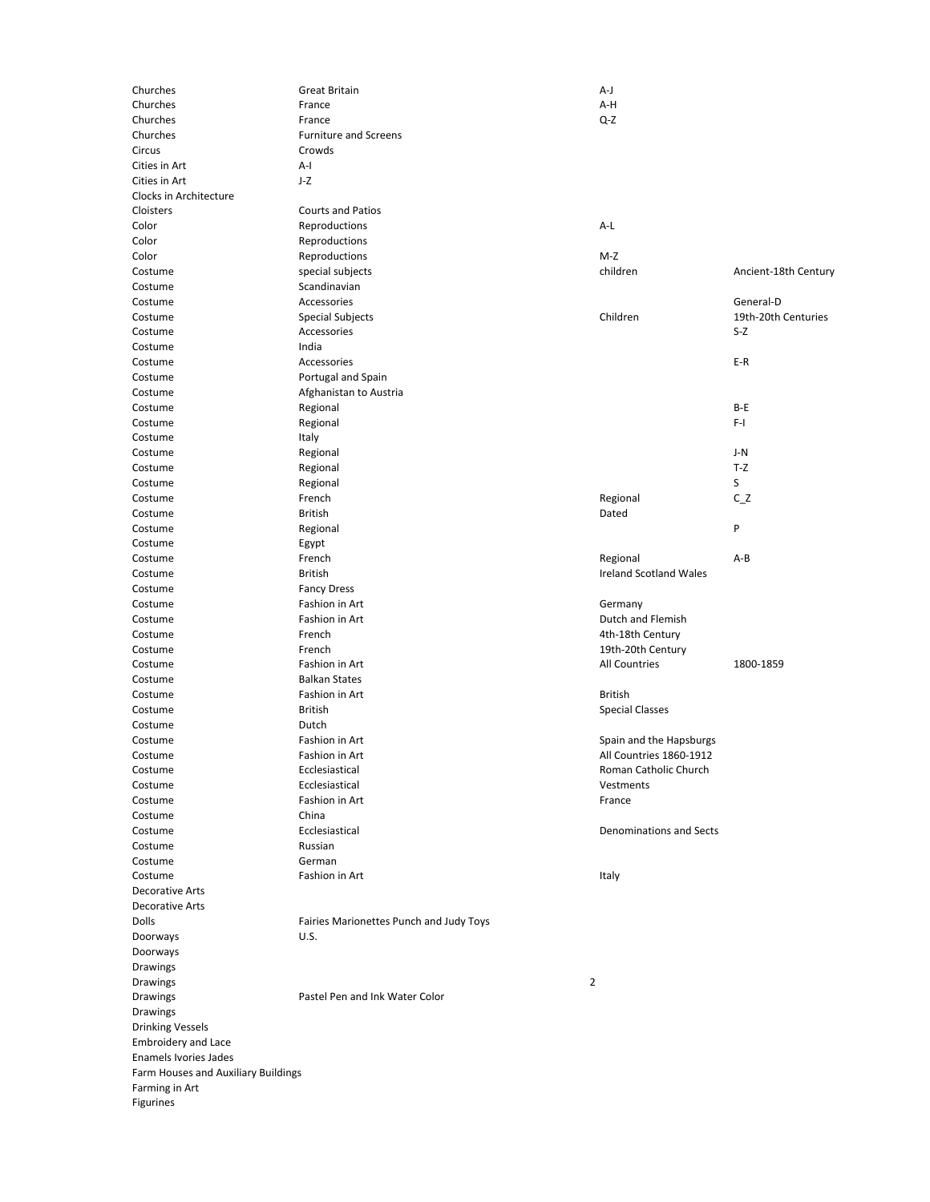| | | | |
|---|---|---|---|
| Churches | Great Britain | A-J | |
| Churches | France | A-H | |
| Churches | France | Q-Z | |
| Churches | Furniture and Screens | | |
| Circus | Crowds | | |
| Cities in Art | A-I | | |
| Cities in Art | J-Z | | |
| Clocks in Architecture | | | |
| Cloisters | Courts and Patios | | |
| Color | Reproductions | A-L | |
| Color | Reproductions | | |
| Color | Reproductions | M-Z | |
| Costume | special subjects | children | Ancient-18th Century |
| Costume | Scandinavian | | |
| Costume | Accessories | | General-D |
| Costume | Special Subjects | Children | 19th-20th Centuries |
| Costume | Accessories | | S-Z |
| Costume | India | | |
| Costume | Accessories | | E-R |
| Costume | Portugal and Spain | | |
| Costume | Afghanistan to Austria | | |
| Costume | Regional | | B-E |
| Costume | Regional | | F-I |
| Costume | Italy | | |
| Costume | Regional | | J-N |
| Costume | Regional | | T-Z |
| Costume | Regional | | S |
| Costume | French | Regional | C_Z |
| Costume | British | Dated | |
| Costume | Regional | | P |
| Costume | Egypt | | |
| Costume | French | Regional | A-B |
| Costume | British | Ireland Scotland Wales | |
| Costume | Fancy Dress | | |
| Costume | Fashion in Art | Germany | |
| Costume | Fashion in Art | Dutch and Flemish | |
| Costume | French | 4th-18th Century | |
| Costume | French | 19th-20th Century | |
| Costume | Fashion in Art | All Countries | 1800-1859 |
| Costume | Balkan States | | |
| Costume | Fashion in Art | British | |
| Costume | British | Special Classes | |
| Costume | Dutch | | |
| Costume | Fashion in Art | Spain and the Hapsburgs | |
| Costume | Fashion in Art | All Countries 1860-1912 | |
| Costume | Ecclesiastical | Roman Catholic Church | |
| Costume | Ecclesiastical | Vestments | |
| Costume | Fashion in Art | France | |
| Costume | China | | |
| Costume | Ecclesiastical | Denominations and Sects | |
| Costume | Russian | | |
| Costume | German | | |
| Costume | Fashion in Art | Italy | |
| Decorative Arts | | | |
| Decorative Arts | | | |
| Dolls | Fairies Marionettes Punch and Judy Toys | | |
| Doorways | U.S. | | |
| Doorways | | | |
| Drawings | | | |
| Drawings | | 2 | |
| Drawings | Pastel Pen and Ink Water Color | | |
| Drawings | | | |
| Drinking Vessels | | | |
| Embroidery and Lace | | | |
| Enamels Ivories Jades | | | |
| Farm Houses and Auxiliary Buildings | | | |
| Farming in Art | | | |
| Figurines | | | |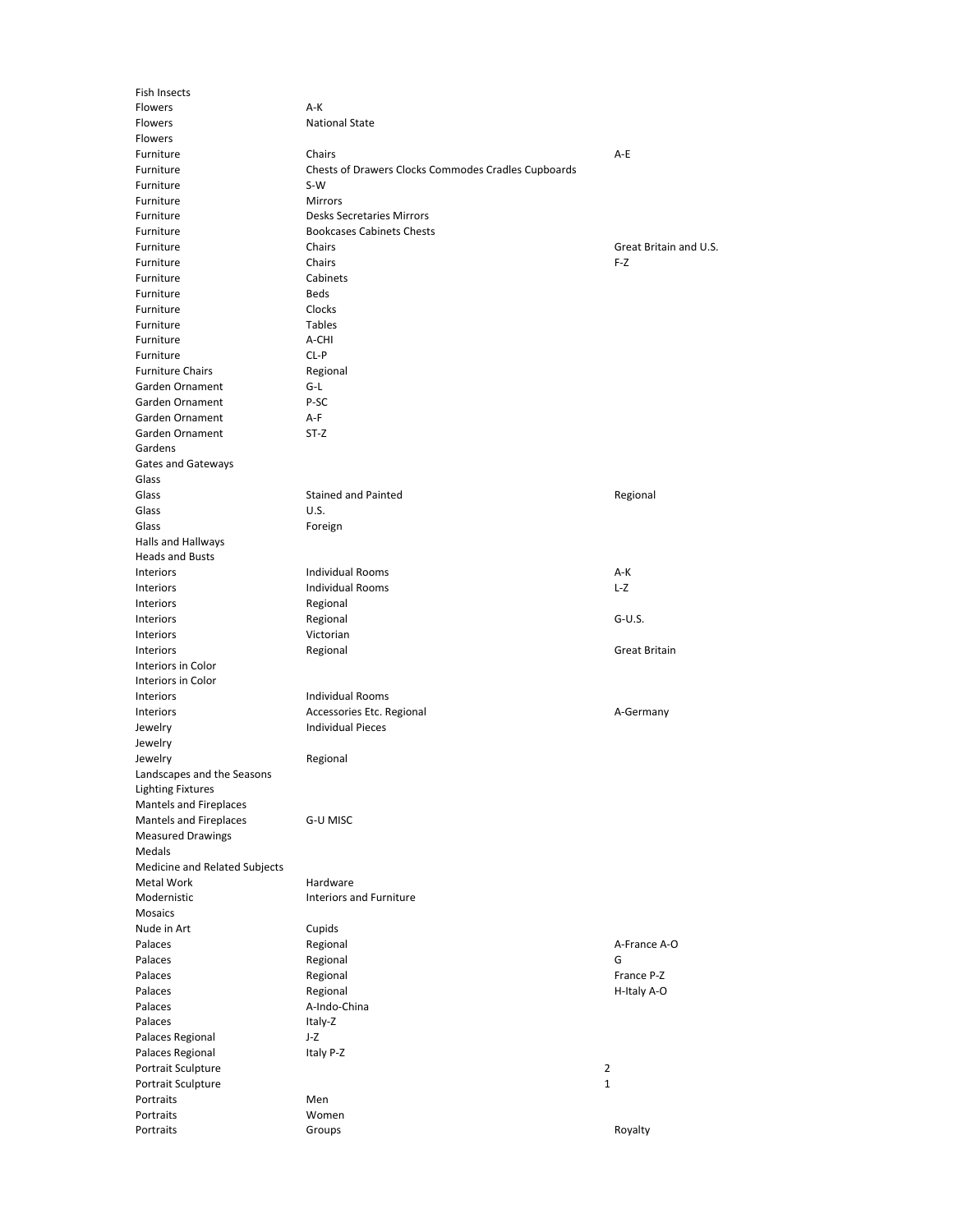| | | |
|---|---|---|
| Fish Insects | | |
| Flowers | A-K | |
| Flowers | National State | |
| Flowers | | |
| Furniture | Chairs | A-E |
| Furniture | Chests of Drawers Clocks Commodes Cradles Cupboards | |
| Furniture | S-W | |
| Furniture | Mirrors | |
| Furniture | Desks Secretaries Mirrors | |
| Furniture | Bookcases Cabinets Chests | |
| Furniture | Chairs | Great Britain and U.S. |
| Furniture | Chairs | F-Z |
| Furniture | Cabinets | |
| Furniture | Beds | |
| Furniture | Clocks | |
| Furniture | Tables | |
| Furniture | A-CHI | |
| Furniture | CL-P | |
| Furniture Chairs | Regional | |
| Garden Ornament | G-L | |
| Garden Ornament | P-SC | |
| Garden Ornament | A-F | |
| Garden Ornament | ST-Z | |
| Gardens | | |
| Gates and Gateways | | |
| Glass | | |
| Glass | Stained and Painted | Regional |
| Glass | U.S. | |
| Glass | Foreign | |
| Halls and Hallways | | |
| Heads and Busts | | |
| Interiors | Individual Rooms | A-K |
| Interiors | Individual Rooms | L-Z |
| Interiors | Regional | |
| Interiors | Regional | G-U.S. |
| Interiors | Victorian | |
| Interiors | Regional | Great Britain |
| Interiors in Color | | |
| Interiors in Color | | |
| Interiors | Individual Rooms | |
| Interiors | Accessories Etc. Regional | A-Germany |
| Jewelry | Individual Pieces | |
| Jewelry | | |
| Jewelry | Regional | |
| Landscapes and the Seasons | | |
| Lighting Fixtures | | |
| Mantels and Fireplaces | | |
| Mantels and Fireplaces | G-U MISC | |
| Measured Drawings | | |
| Medals | | |
| Medicine and Related Subjects | | |
| Metal Work | Hardware | |
| Modernistic | Interiors and Furniture | |
| Mosaics | | |
| Nude in Art | Cupids | |
| Palaces | Regional | A-France A-O |
| Palaces | Regional | G |
| Palaces | Regional | France P-Z |
| Palaces | Regional | H-Italy A-O |
| Palaces | A-Indo-China | |
| Palaces | Italy-Z | |
| Palaces Regional | J-Z | |
| Palaces Regional | Italy P-Z | |
| Portrait Sculpture | | 2 |
| Portrait Sculpture | | 1 |
| Portraits | Men | |
| Portraits | Women | |
| Portraits | Groups | Royalty |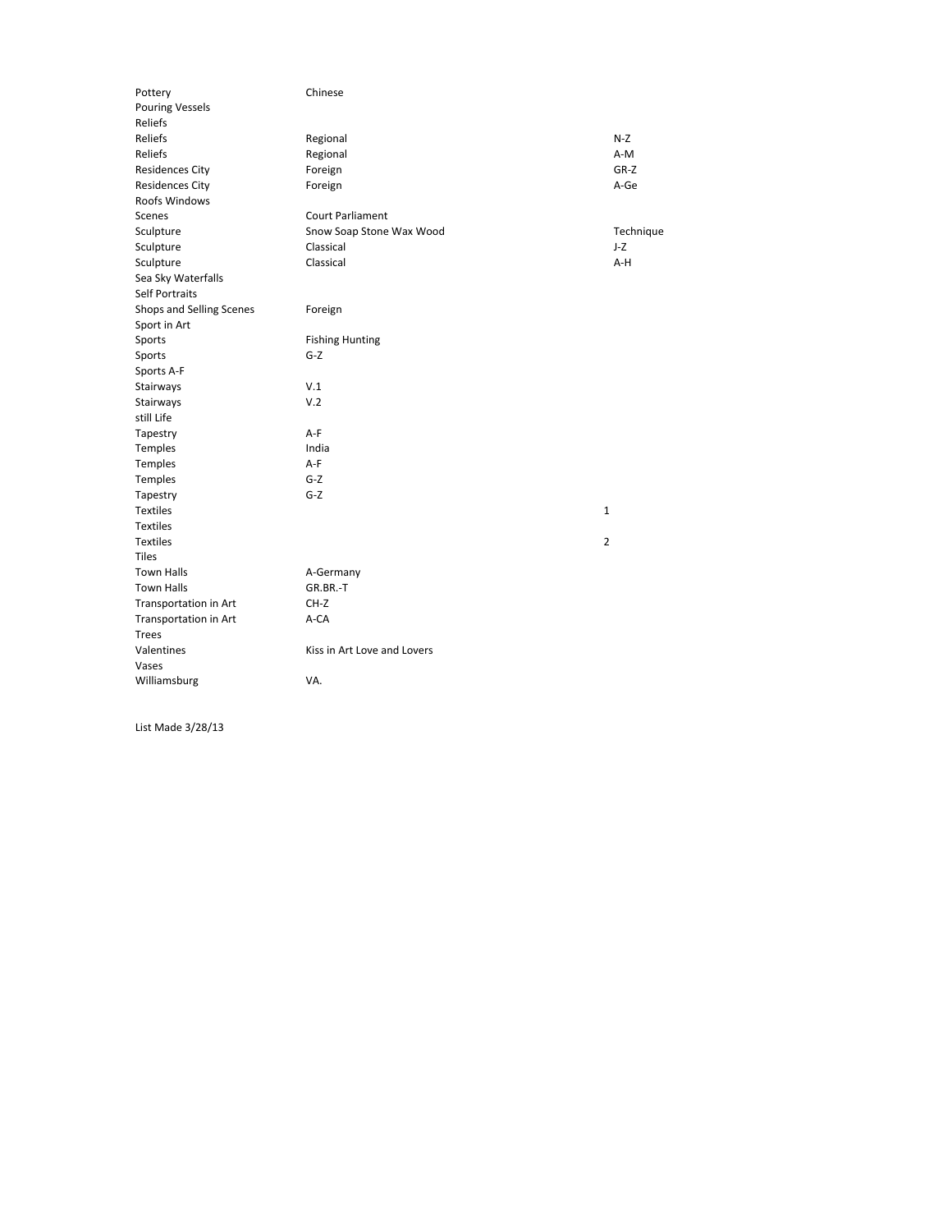| | | |
|---|---|---|
| Pottery | Chinese | |
| Pouring Vessels | | |
| Reliefs | | |
| Reliefs | Regional | N-Z |
| Reliefs | Regional | A-M |
| Residences City | Foreign | GR-Z |
| Residences City | Foreign | A-Ge |
| Roofs Windows | | |
| Scenes | Court Parliament | |
| Sculpture | Snow Soap Stone Wax Wood | Technique |
| Sculpture | Classical | J-Z |
| Sculpture | Classical | A-H |
| Sea Sky Waterfalls | | |
| Self Portraits | | |
| Shops and Selling Scenes | Foreign | |
| Sport in Art | | |
| Sports | Fishing Hunting | |
| Sports | G-Z | |
| Sports A-F | | |
| Stairways | V.1 | |
| Stairways | V.2 | |
| still Life | | |
| Tapestry | A-F | |
| Temples | India | |
| Temples | A-F | |
| Temples | G-Z | |
| Tapestry | G-Z | |
| Textiles | | 1 |
| Textiles | | |
| Textiles | | 2 |
| Tiles | | |
| Town Halls | A-Germany | |
| Town Halls | GR.BR.-T | |
| Transportation in Art | CH-Z | |
| Transportation in Art | A-CA | |
| Trees | | |
| Valentines | Kiss in Art Love and Lovers | |
| Vases | | |
| Williamsburg | VA. | |

List Made 3/28/13